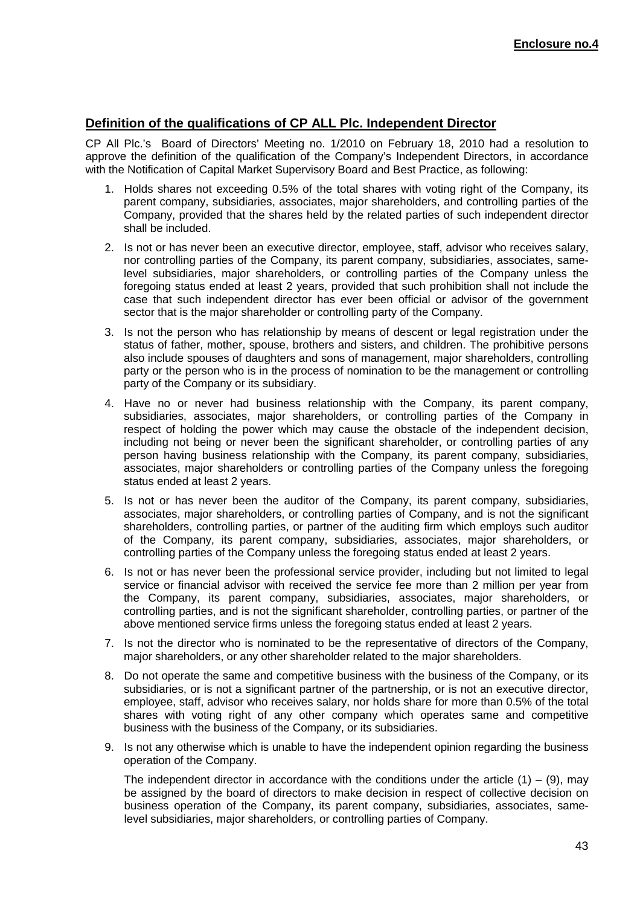**Enclosure no.4**

## Definition of the qualifications of CP ALL Plc. Independent Director

CP All Plc.'s Board of Directors' Meeting no. 1/2010 on February 18, 2010 had a resolution to approve the definition of the qualification of the Company's Independent Directors, in accordance with the Notification of Capital Market Supervisory Board and Best Practice, as following:

1. Holds shares not exceeding 0.5% of the total shares with voting right of the Company, its parent company, subsidiaries, associates, major shareholders, and controlling parties of the Company, provided that the shares held by the related parties of such independent director shall be included.
2. Is not or has never been an executive director, employee, staff, advisor who receives salary, nor controlling parties of the Company, its parent company, subsidiaries, associates, same-level subsidiaries, major shareholders, or controlling parties of the Company unless the foregoing status ended at least 2 years, provided that such prohibition shall not include the case that such independent director has ever been official or advisor of the government sector that is the major shareholder or controlling party of the Company.
3. Is not the person who has relationship by means of descent or legal registration under the status of father, mother, spouse, brothers and sisters, and children. The prohibitive persons also include spouses of daughters and sons of management, major shareholders, controlling party or the person who is in the process of nomination to be the management or controlling party of the Company or its subsidiary.
4. Have no or never had business relationship with the Company, its parent company, subsidiaries, associates, major shareholders, or controlling parties of the Company in respect of holding the power which may cause the obstacle of the independent decision, including not being or never been the significant shareholder, or controlling parties of any person having business relationship with the Company, its parent company, subsidiaries, associates, major shareholders or controlling parties of the Company unless the foregoing status ended at least 2 years.
5. Is not or has never been the auditor of the Company, its parent company, subsidiaries, associates, major shareholders, or controlling parties of Company, and is not the significant shareholders, controlling parties, or partner of the auditing firm which employs such auditor of the Company, its parent company, subsidiaries, associates, major shareholders, or controlling parties of the Company unless the foregoing status ended at least 2 years.
6. Is not or has never been the professional service provider, including but not limited to legal service or financial advisor with received the service fee more than 2 million per year from the Company, its parent company, subsidiaries, associates, major shareholders, or controlling parties, and is not the significant shareholder, controlling parties, or partner of the above mentioned service firms unless the foregoing status ended at least 2 years.
7. Is not the director who is nominated to be the representative of directors of the Company, major shareholders, or any other shareholder related to the major shareholders.
8. Do not operate the same and competitive business with the business of the Company, or its subsidiaries, or is not a significant partner of the partnership, or is not an executive director, employee, staff, advisor who receives salary, nor holds share for more than 0.5% of the total shares with voting right of any other company which operates same and competitive business with the business of the Company, or its subsidiaries.
9. Is not any otherwise which is unable to have the independent opinion regarding the business operation of the Company.

   The independent director in accordance with the conditions under the article (1) – (9), may be assigned by the board of directors to make decision in respect of collective decision on business operation of the Company, its parent company, subsidiaries, associates, same-level subsidiaries, major shareholders, or controlling parties of Company.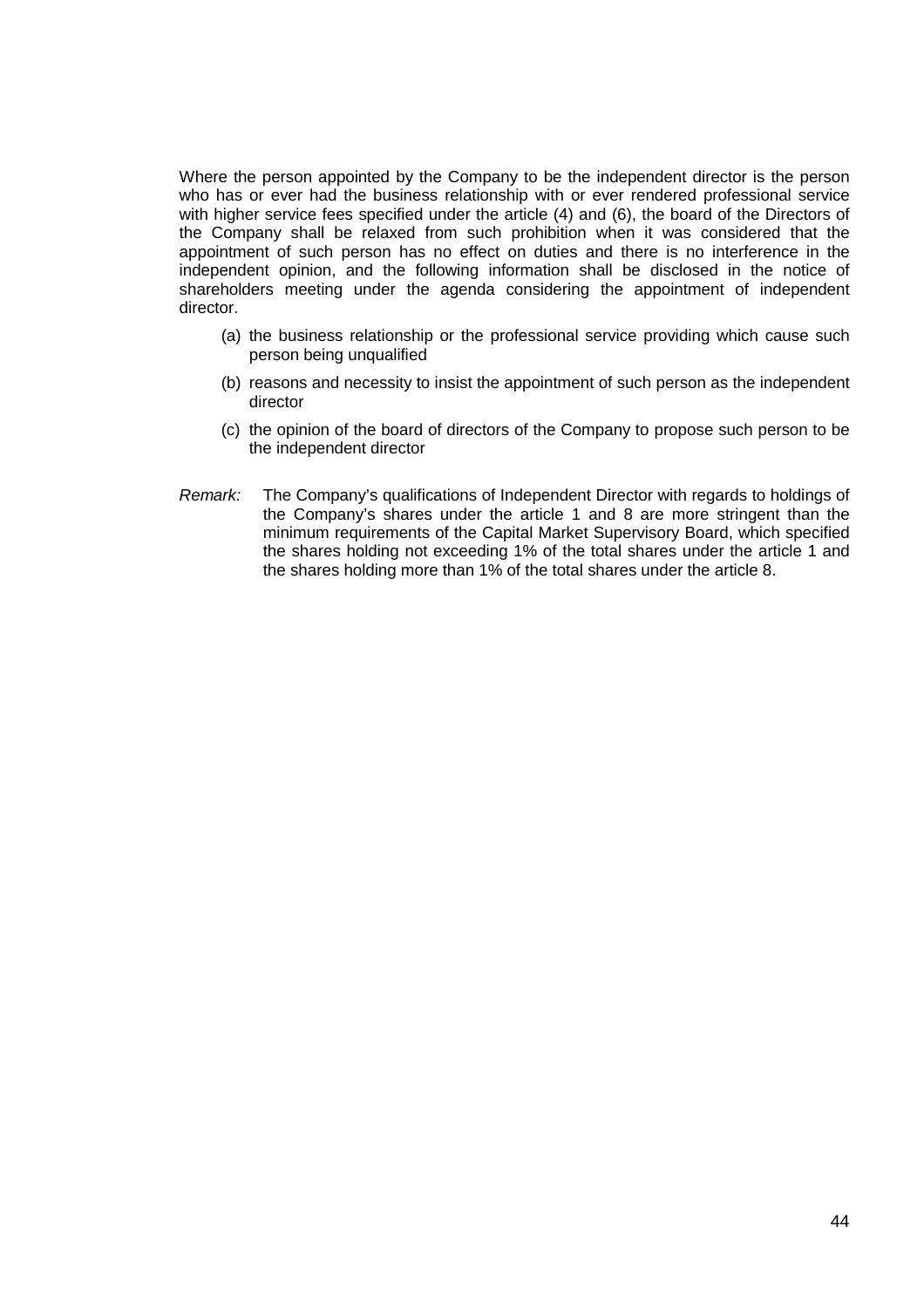Where the person appointed by the Company to be the independent director is the person who has or ever had the business relationship with or ever rendered professional service with higher service fees specified under the article (4) and (6), the board of the Directors of the Company shall be relaxed from such prohibition when it was considered that the appointment of such person has no effect on duties and there is no interference in the independent opinion, and the following information shall be disclosed in the notice of shareholders meeting under the agenda considering the appointment of independent director.

(a) the business relationship or the professional service providing which cause such person being unqualified

(b) reasons and necessity to insist the appointment of such person as the independent director

(c) the opinion of the board of directors of the Company to propose such person to be the independent director

*Remark:* The Company's qualifications of Independent Director with regards to holdings of the Company's shares under the article 1 and 8 are more stringent than the minimum requirements of the Capital Market Supervisory Board, which specified the shares holding not exceeding 1% of the total shares under the article 1 and the shares holding more than 1% of the total shares under the article 8.